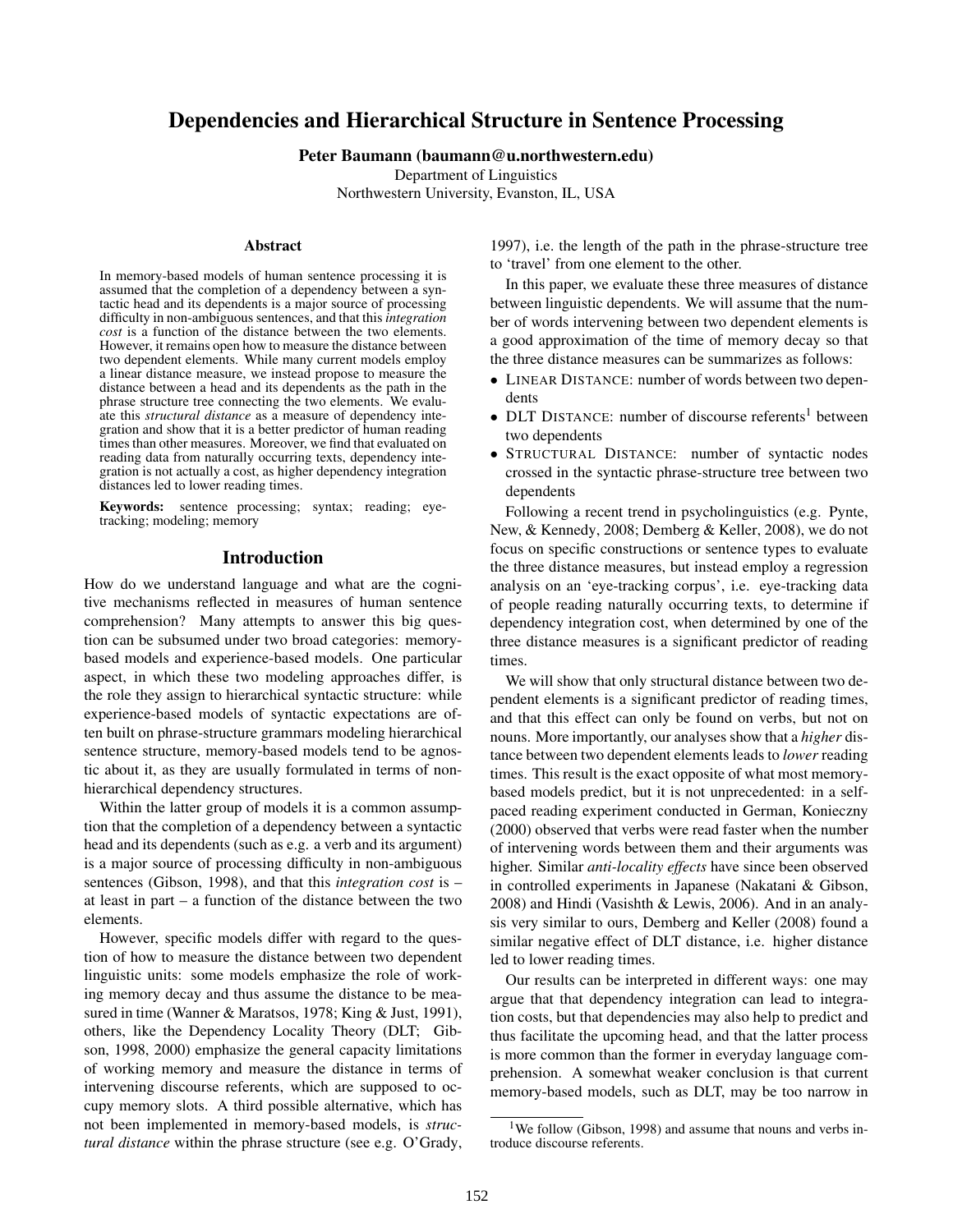# Dependencies and Hierarchical Structure in Sentence Processing

**Peter Baumann (baumann@u.northwestern.edu)**
Department of Linguistics
Northwestern University, Evanston, IL, USA

## Abstract

In memory-based models of human sentence processing it is assumed that the completion of a dependency between a syntactic head and its dependents is a major source of processing difficulty in non-ambiguous sentences, and that this *integration cost* is a function of the distance between the two elements. However, it remains open how to measure the distance between two dependent elements. While many current models employ a linear distance measure, we instead propose to measure the distance between a head and its dependents as the path in the phrase structure tree connecting the two elements. We evaluate this *structural distance* as a measure of dependency integration and show that it is a better predictor of human reading times than other measures. Moreover, we find that evaluated on reading data from naturally occurring texts, dependency integration is not actually a cost, as higher dependency integration distances led to lower reading times.

**Keywords:** sentence processing; syntax; reading; eye-tracking; modeling; memory

## Introduction

How do we understand language and what are the cognitive mechanisms reflected in measures of human sentence comprehension? Many attempts to answer this big question can be subsumed under two broad categories: memory-based models and experience-based models. One particular aspect, in which these two modeling approaches differ, is the role they assign to hierarchical syntactic structure: while experience-based models of syntactic expectations are often built on phrase-structure grammars modeling hierarchical sentence structure, memory-based models tend to be agnostic about it, as they are usually formulated in terms of non-hierarchical dependency structures.

Within the latter group of models it is a common assumption that the completion of a dependency between a syntactic head and its dependents (such as e.g. a verb and its argument) is a major source of processing difficulty in non-ambiguous sentences (Gibson, 1998), and that this *integration cost* is – at least in part – a function of the distance between the two elements.

However, specific models differ with regard to the question of how to measure the distance between two dependent linguistic units: some models emphasize the role of working memory decay and thus assume the distance to be measured in time (Wanner & Maratsos, 1978; King & Just, 1991), others, like the Dependency Locality Theory (DLT; Gibson, 1998, 2000) emphasize the general capacity limitations of working memory and measure the distance in terms of intervening discourse referents, which are supposed to occupy memory slots. A third possible alternative, which has not been implemented in memory-based models, is *structural distance* within the phrase structure (see e.g. O'Grady, 1997), i.e. the length of the path in the phrase-structure tree to 'travel' from one element to the other.

In this paper, we evaluate these three measures of distance between linguistic dependents. We will assume that the number of words intervening between two dependent elements is a good approximation of the time of memory decay so that the three distance measures can be summarizes as follows:

- LINEAR DISTANCE: number of words between two dependents
- DLT DISTANCE: number of discourse referents[1] between two dependents
- STRUCTURAL DISTANCE: number of syntactic nodes crossed in the syntactic phrase-structure tree between two dependents

Following a recent trend in psycholinguistics (e.g. Pynte, New, & Kennedy, 2008; Demberg & Keller, 2008), we do not focus on specific constructions or sentence types to evaluate the three distance measures, but instead employ a regression analysis on an 'eye-tracking corpus', i.e. eye-tracking data of people reading naturally occurring texts, to determine if dependency integration cost, when determined by one of the three distance measures is a significant predictor of reading times.

We will show that only structural distance between two dependent elements is a significant predictor of reading times, and that this effect can only be found on verbs, but not on nouns. More importantly, our analyses show that a *higher* distance between two dependent elements leads to *lower* reading times. This result is the exact opposite of what most memory-based models predict, but it is not unprecedented: in a self-paced reading experiment conducted in German, Konieczny (2000) observed that verbs were read faster when the number of intervening words between them and their arguments was higher. Similar *anti-locality effects* have since been observed in controlled experiments in Japanese (Nakatani & Gibson, 2008) and Hindi (Vasishth & Lewis, 2006). And in an analysis very similar to ours, Demberg and Keller (2008) found a similar negative effect of DLT distance, i.e. higher distance led to lower reading times.

Our results can be interpreted in different ways: one may argue that that dependency integration can lead to integration costs, but that dependencies may also help to predict and thus facilitate the upcoming head, and that the latter process is more common than the former in everyday language comprehension. A somewhat weaker conclusion is that current memory-based models, such as DLT, may be too narrow in

[1] We follow (Gibson, 1998) and assume that nouns and verbs introduce discourse referents.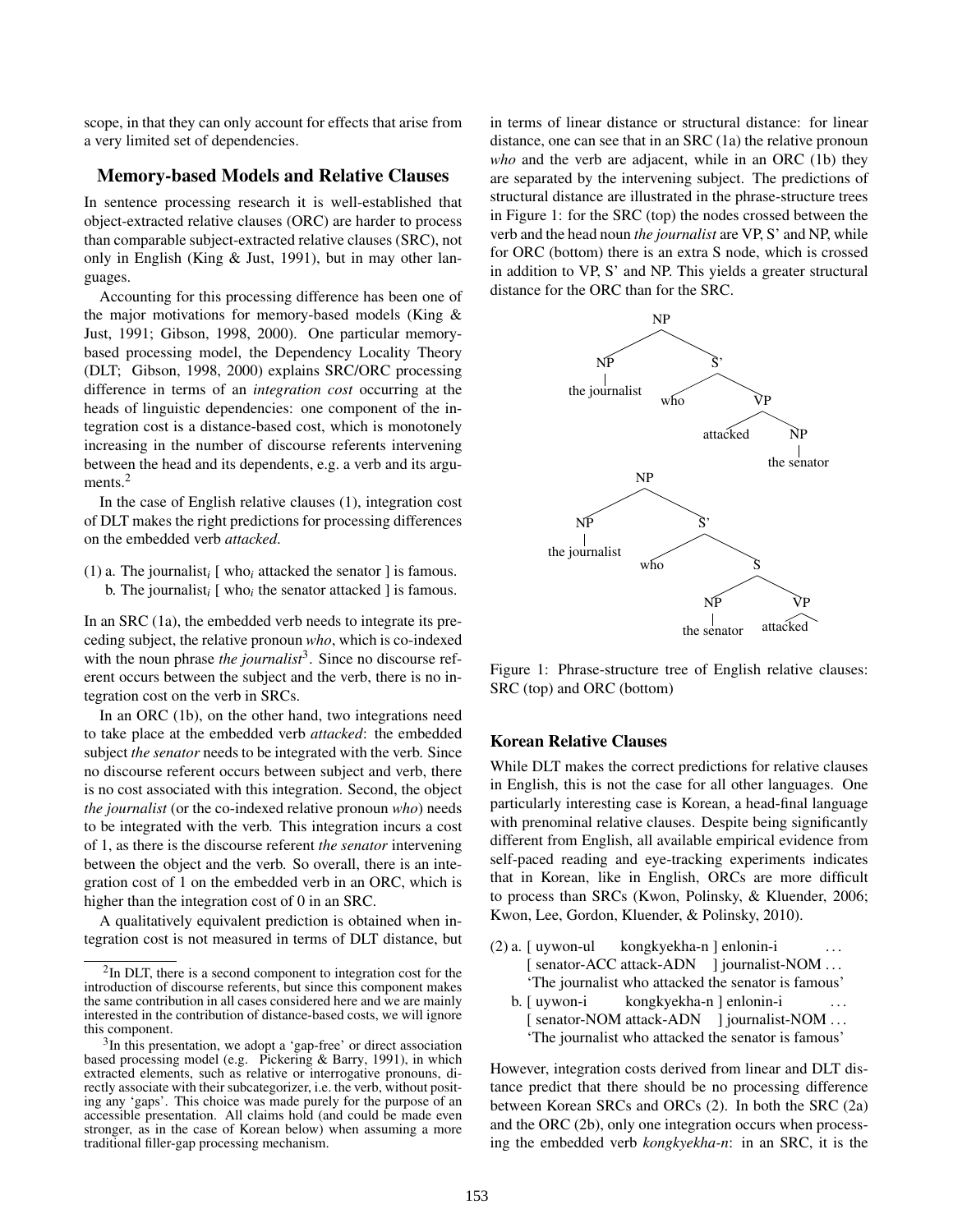scope, in that they can only account for effects that arise from a very limited set of dependencies.

## Memory-based Models and Relative Clauses

In sentence processing research it is well-established that object-extracted relative clauses (ORC) are harder to process than comparable subject-extracted relative clauses (SRC), not only in English (King & Just, 1991), but in may other languages.

Accounting for this processing difference has been one of the major motivations for memory-based models (King & Just, 1991; Gibson, 1998, 2000). One particular memory-based processing model, the Dependency Locality Theory (DLT; Gibson, 1998, 2000) explains SRC/ORC processing difference in terms of an *integration cost* occurring at the heads of linguistic dependencies: one component of the integration cost is a distance-based cost, which is monotonely increasing in the number of discourse referents intervening between the head and its dependents, e.g. a verb and its arguments.[2]

In the case of English relative clauses (1), integration cost of DLT makes the right predictions for processing differences on the embedded verb *attacked*.

(1) a. The journalist$_i$ [ who$_i$ attacked the senator ] is famous.
 b. The journalist$_i$ [ who$_i$ the senator attacked ] is famous.

In an SRC (1a), the embedded verb needs to integrate its preceding subject, the relative pronoun *who*, which is co-indexed with the noun phrase *the journalist*[3]. Since no discourse referent occurs between the subject and the verb, there is no integration cost on the verb in SRCs.

In an ORC (1b), on the other hand, two integrations need to take place at the embedded verb *attacked*: the embedded subject *the senator* needs to be integrated with the verb. Since no discourse referent occurs between subject and verb, there is no cost associated with this integration. Second, the object *the journalist* (or the co-indexed relative pronoun *who*) needs to be integrated with the verb. This integration incurs a cost of 1, as there is the discourse referent *the senator* intervening between the object and the verb. So overall, there is an integration cost of 1 on the embedded verb in an ORC, which is higher than the integration cost of 0 in an SRC.

A qualitatively equivalent prediction is obtained when integration cost is not measured in terms of DLT distance, but in terms of linear distance or structural distance: for linear distance, one can see that in an SRC (1a) the relative pronoun *who* and the verb are adjacent, while in an ORC (1b) they are separated by the intervening subject. The predictions of structural distance are illustrated in the phrase-structure trees in Figure 1: for the SRC (top) the nodes crossed between the verb and the head noun *the journalist* are VP, S' and NP, while for ORC (bottom) there is an extra S node, which is crossed in addition to VP, S' and NP. This yields a greater structural distance for the ORC than for the SRC.

```
NP
├── NP
│   └── the journalist
└── S'
    ├── who
    └── VP
        ├── attacked
        └── NP
            └── the senator

NP
├── NP
│   └── the journalist
└── S'
    ├── who
    └── S
        ├── NP
        │   └── the senator
        └── VP
            └── attacked
```

Figure 1: Phrase-structure tree of English relative clauses: SRC (top) and ORC (bottom)

### Korean Relative Clauses

While DLT makes the correct predictions for relative clauses in English, this is not the case for all other languages. One particularly interesting case is Korean, a head-final language with prenominal relative clauses. Despite being significantly different from English, all available empirical evidence from self-paced reading and eye-tracking experiments indicates that in Korean, like in English, ORCs are more difficult to process than SRCs (Kwon, Polinsky, & Kluender, 2006; Kwon, Lee, Gordon, Kluender, & Polinsky, 2010).

(2) a. [ uywon-ul kongkyekha-n ] enlonin-i ...
 [ senator-ACC attack-ADN ] journalist-NOM ...
 'The journalist who attacked the senator is famous'
 b. [ uywon-i kongkyekha-n ] enlonin-i ...
 [ senator-NOM attack-ADN ] journalist-NOM ...
 'The journalist who attacked the senator is famous'

However, integration costs derived from linear and DLT distance predict that there should be no processing difference between Korean SRCs and ORCs (2). In both the SRC (2a) and the ORC (2b), only one integration occurs when processing the embedded verb *kongkyekha-n*: in an SRC, it is the

[2] In DLT, there is a second component to integration cost for the introduction of discourse referents, but since this component makes the same contribution in all cases considered here and we are mainly interested in the contribution of distance-based costs, we will ignore this component.

[3] In this presentation, we adopt a 'gap-free' or direct association based processing model (e.g. Pickering & Barry, 1991), in which extracted elements, such as relative or interrogative pronouns, directly associate with their subcategorizer, i.e. the verb, without positing any 'gaps'. This choice was made purely for the purpose of an accessible presentation. All claims hold (and could be made even stronger, as in the case of Korean below) when assuming a more traditional filler-gap processing mechanism.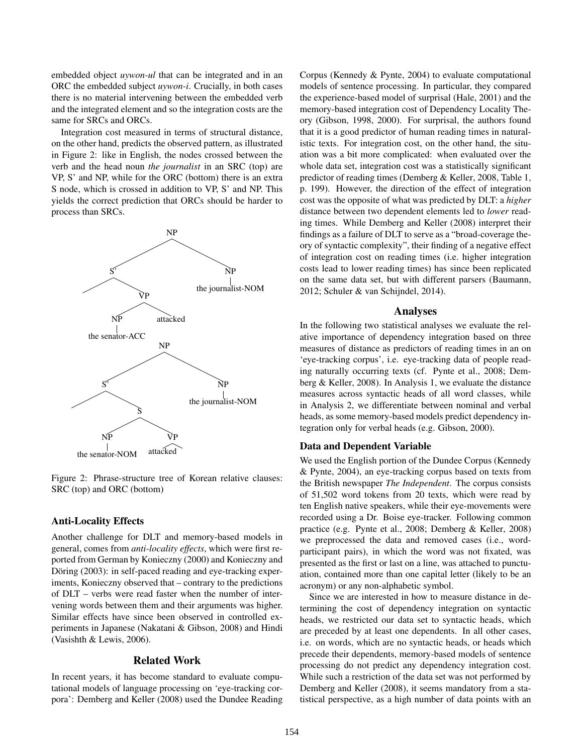embedded object *uywon-ul* that can be integrated and in an ORC the embedded subject *uywon-i*. Crucially, in both cases there is no material intervening between the embedded verb and the integrated element and so the integration costs are the same for SRCs and ORCs.

Integration cost measured in terms of structural distance, on the other hand, predicts the observed pattern, as illustrated in Figure 2: like in English, the nodes crossed between the verb and the head noun *the journalist* in an SRC (top) are VP, S' and NP, while for the ORC (bottom) there is an extra S node, which is crossed in addition to VP, S' and NP. This yields the correct prediction that ORCs should be harder to process than SRCs.

Figure 2: Phrase-structure tree of Korean relative clauses: SRC (top) and ORC (bottom)

### Anti-Locality Effects

Another challenge for DLT and memory-based models in general, comes from *anti-locality effects*, which were first reported from German by Konieczny (2000) and Konieczny and Döring (2003): in self-paced reading and eye-tracking experiments, Konieczny observed that – contrary to the predictions of DLT – verbs were read faster when the number of intervening words between them and their arguments was higher. Similar effects have since been observed in controlled experiments in Japanese (Nakatani & Gibson, 2008) and Hindi (Vasishth & Lewis, 2006).

## Related Work

In recent years, it has become standard to evaluate computational models of language processing on 'eye-tracking corpora': Demberg and Keller (2008) used the Dundee Reading Corpus (Kennedy & Pynte, 2004) to evaluate computational models of sentence processing. In particular, they compared the experience-based model of surprisal (Hale, 2001) and the memory-based integration cost of Dependency Locality Theory (Gibson, 1998, 2000). For surprisal, the authors found that it is a good predictor of human reading times in naturalistic texts. For integration cost, on the other hand, the situation was a bit more complicated: when evaluated over the whole data set, integration cost was a statistically significant predictor of reading times (Demberg & Keller, 2008, Table 1, p. 199). However, the direction of the effect of integration cost was the opposite of what was predicted by DLT: a *higher* distance between two dependent elements led to *lower* reading times. While Demberg and Keller (2008) interpret their findings as a failure of DLT to serve as a "broad-coverage theory of syntactic complexity", their finding of a negative effect of integration cost on reading times (i.e. higher integration costs lead to lower reading times) has since been replicated on the same data set, but with different parsers (Baumann, 2012; Schuler & van Schijndel, 2014).

## Analyses

In the following two statistical analyses we evaluate the relative importance of dependency integration based on three measures of distance as predictors of reading times in an on 'eye-tracking corpus', i.e. eye-tracking data of people reading naturally occurring texts (cf. Pynte et al., 2008; Demberg & Keller, 2008). In Analysis 1, we evaluate the distance measures across syntactic heads of all word classes, while in Analysis 2, we differentiate between nominal and verbal heads, as some memory-based models predict dependency integration only for verbal heads (e.g. Gibson, 2000).

### Data and Dependent Variable

We used the English portion of the Dundee Corpus (Kennedy & Pynte, 2004), an eye-tracking corpus based on texts from the British newspaper *The Independent*. The corpus consists of 51,502 word tokens from 20 texts, which were read by ten English native speakers, while their eye-movements were recorded using a Dr. Boise eye-tracker. Following common practice (e.g. Pynte et al., 2008; Demberg & Keller, 2008) we preprocessed the data and removed cases (i.e., word-participant pairs), in which the word was not fixated, was presented as the first or last on a line, was attached to punctuation, contained more than one capital letter (likely to be an acronym) or any non-alphabetic symbol.

Since we are interested in how to measure distance in determining the cost of dependency integration on syntactic heads, we restricted our data set to syntactic heads, which are preceded by at least one dependents. In all other cases, i.e. on words, which are no syntactic heads, or heads which precede their dependents, memory-based models of sentence processing do not predict any dependency integration cost. While such a restriction of the data set was not performed by Demberg and Keller (2008), it seems mandatory from a statistical perspective, as a high number of data points with an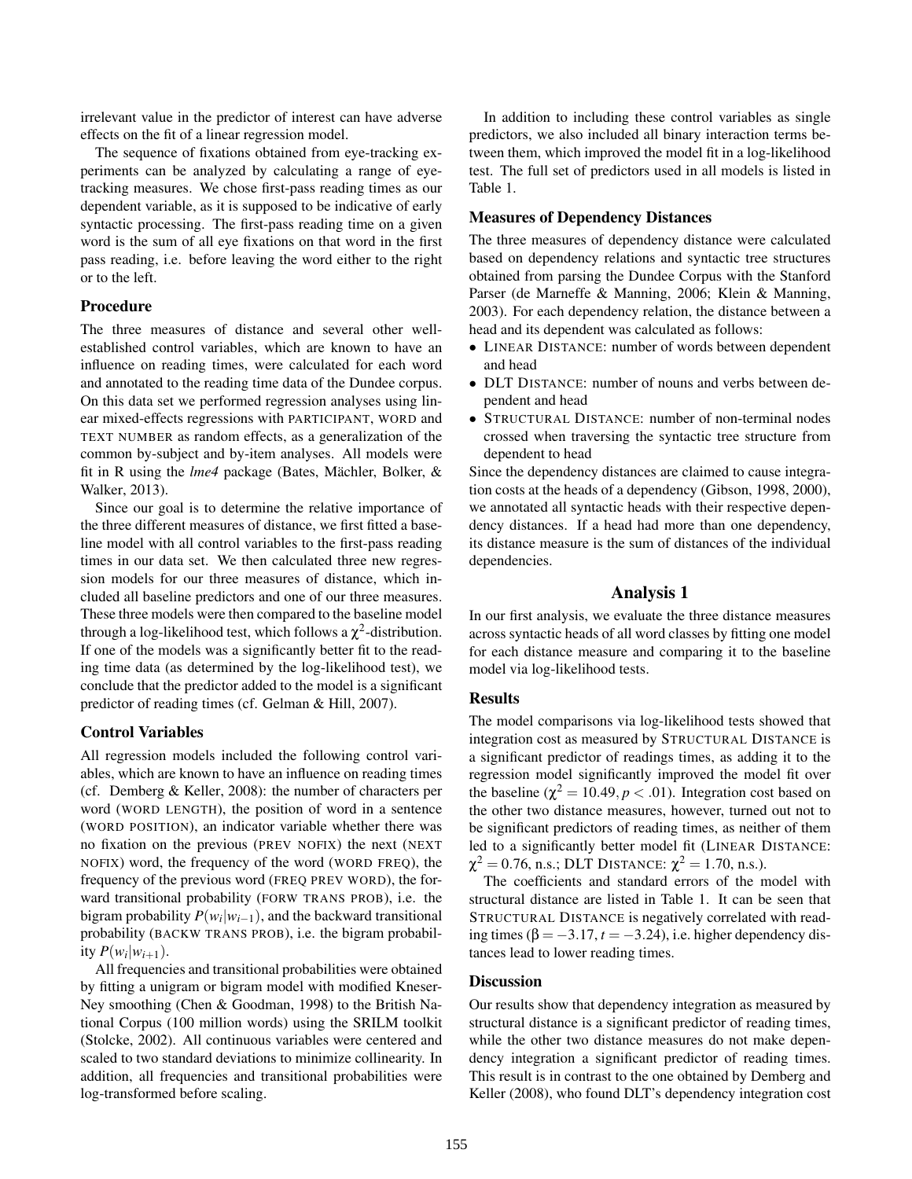irrelevant value in the predictor of interest can have adverse effects on the fit of a linear regression model.

The sequence of fixations obtained from eye-tracking experiments can be analyzed by calculating a range of eye-tracking measures. We chose first-pass reading times as our dependent variable, as it is supposed to be indicative of early syntactic processing. The first-pass reading time on a given word is the sum of all eye fixations on that word in the first pass reading, i.e. before leaving the word either to the right or to the left.

### Procedure

The three measures of distance and several other well-established control variables, which are known to have an influence on reading times, were calculated for each word and annotated to the reading time data of the Dundee corpus. On this data set we performed regression analyses using linear mixed-effects regressions with PARTICIPANT, WORD and TEXT NUMBER as random effects, as a generalization of the common by-subject and by-item analyses. All models were fit in R using the *lme4* package (Bates, Mächler, Bolker, & Walker, 2013).

Since our goal is to determine the relative importance of the three different measures of distance, we first fitted a baseline model with all control variables to the first-pass reading times in our data set. We then calculated three new regression models for our three measures of distance, which included all baseline predictors and one of our three measures. These three models were then compared to the baseline model through a log-likelihood test, which follows a $\chi^2$-distribution. If one of the models was a significantly better fit to the reading time data (as determined by the log-likelihood test), we conclude that the predictor added to the model is a significant predictor of reading times (cf. Gelman & Hill, 2007).

### Control Variables

All regression models included the following control variables, which are known to have an influence on reading times (cf. Demberg & Keller, 2008): the number of characters per word (WORD LENGTH), the position of word in a sentence (WORD POSITION), an indicator variable whether there was no fixation on the previous (PREV NOFIX) the next (NEXT NOFIX) word, the frequency of the word (WORD FREQ), the frequency of the previous word (FREQ PREV WORD), the forward transitional probability (FORW TRANS PROB), i.e. the bigram probability $P(w_i|w_{i-1})$, and the backward transitional probability (BACKW TRANS PROB), i.e. the bigram probability $P(w_i|w_{i+1})$.

All frequencies and transitional probabilities were obtained by fitting a unigram or bigram model with modified Kneser-Ney smoothing (Chen & Goodman, 1998) to the British National Corpus (100 million words) using the SRILM toolkit (Stolcke, 2002). All continuous variables were centered and scaled to two standard deviations to minimize collinearity. In addition, all frequencies and transitional probabilities were log-transformed before scaling.

In addition to including these control variables as single predictors, we also included all binary interaction terms between them, which improved the model fit in a log-likelihood test. The full set of predictors used in all models is listed in Table 1.

### Measures of Dependency Distances

The three measures of dependency distance were calculated based on dependency relations and syntactic tree structures obtained from parsing the Dundee Corpus with the Stanford Parser (de Marneffe & Manning, 2006; Klein & Manning, 2003). For each dependency relation, the distance between a head and its dependent was calculated as follows:

- LINEAR DISTANCE: number of words between dependent and head
- DLT DISTANCE: number of nouns and verbs between dependent and head
- STRUCTURAL DISTANCE: number of non-terminal nodes crossed when traversing the syntactic tree structure from dependent to head

Since the dependency distances are claimed to cause integration costs at the heads of a dependency (Gibson, 1998, 2000), we annotated all syntactic heads with their respective dependency distances. If a head had more than one dependency, its distance measure is the sum of distances of the individual dependencies.

## Analysis 1

In our first analysis, we evaluate the three distance measures across syntactic heads of all word classes by fitting one model for each distance measure and comparing it to the baseline model via log-likelihood tests.

### Results

The model comparisons via log-likelihood tests showed that integration cost as measured by STRUCTURAL DISTANCE is a significant predictor of readings times, as adding it to the regression model significantly improved the model fit over the baseline ($\chi^2 = 10.49, p < .01$). Integration cost based on the other two distance measures, however, turned out not to be significant predictors of reading times, as neither of them led to a significantly better model fit (LINEAR DISTANCE: $\chi^2 = 0.76$, n.s.; DLT DISTANCE: $\chi^2 = 1.70$, n.s.).

The coefficients and standard errors of the model with structural distance are listed in Table 1. It can be seen that STRUCTURAL DISTANCE is negatively correlated with reading times ($\beta = -3.17, t = -3.24$), i.e. higher dependency distances lead to lower reading times.

### Discussion

Our results show that dependency integration as measured by structural distance is a significant predictor of reading times, while the other two distance measures do not make dependency integration a significant predictor of reading times. This result is in contrast to the one obtained by Demberg and Keller (2008), who found DLT's dependency integration cost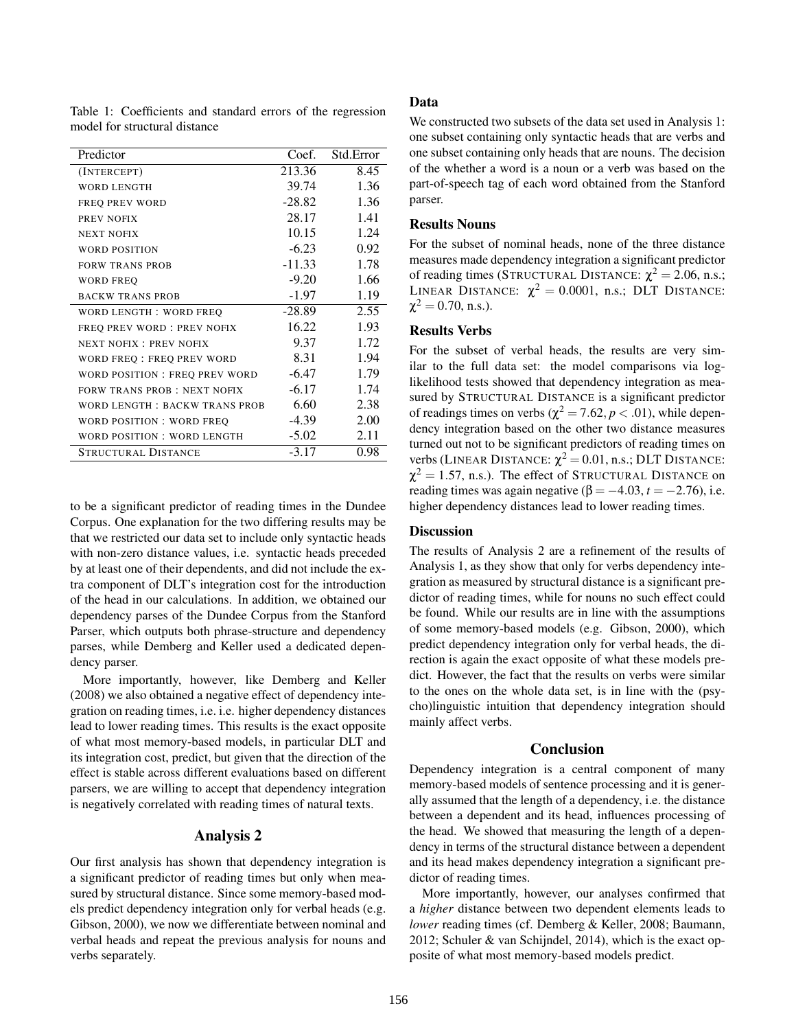Table 1: Coefficients and standard errors of the regression model for structural distance

| Predictor | Coef. | Std.Error |
|---|---|---|
| (INTERCEPT) | 213.36 | 8.45 |
| WORD LENGTH | 39.74 | 1.36 |
| FREQ PREV WORD | -28.82 | 1.36 |
| PREV NOFIX | 28.17 | 1.41 |
| NEXT NOFIX | 10.15 | 1.24 |
| WORD POSITION | -6.23 | 0.92 |
| FORW TRANS PROB | -11.33 | 1.78 |
| WORD FREQ | -9.20 | 1.66 |
| BACKW TRANS PROB | -1.97 | 1.19 |
| WORD LENGTH : WORD FREQ | -28.89 | 2.55 |
| FREQ PREV WORD : PREV NOFIX | 16.22 | 1.93 |
| NEXT NOFIX : PREV NOFIX | 9.37 | 1.72 |
| WORD FREQ : FREQ PREV WORD | 8.31 | 1.94 |
| WORD POSITION : FREQ PREV WORD | -6.47 | 1.79 |
| FORW TRANS PROB : NEXT NOFIX | -6.17 | 1.74 |
| WORD LENGTH : BACKW TRANS PROB | 6.60 | 2.38 |
| WORD POSITION : WORD FREQ | -4.39 | 2.00 |
| WORD POSITION : WORD LENGTH | -5.02 | 2.11 |
| STRUCTURAL DISTANCE | -3.17 | 0.98 |

to be a significant predictor of reading times in the Dundee Corpus. One explanation for the two differing results may be that we restricted our data set to include only syntactic heads with non-zero distance values, i.e. syntactic heads preceded by at least one of their dependents, and did not include the extra component of DLT's integration cost for the introduction of the head in our calculations. In addition, we obtained our dependency parses of the Dundee Corpus from the Stanford Parser, which outputs both phrase-structure and dependency parses, while Demberg and Keller used a dedicated dependency parser.

More importantly, however, like Demberg and Keller (2008) we also obtained a negative effect of dependency integration on reading times, i.e. i.e. higher dependency distances lead to lower reading times. This results is the exact opposite of what most memory-based models, in particular DLT and its integration cost, predict, but given that the direction of the effect is stable across different evaluations based on different parsers, we are willing to accept that dependency integration is negatively correlated with reading times of natural texts.

## Analysis 2

Our first analysis has shown that dependency integration is a significant predictor of reading times but only when measured by structural distance. Since some memory-based models predict dependency integration only for verbal heads (e.g. Gibson, 2000), we now we differentiate between nominal and verbal heads and repeat the previous analysis for nouns and verbs separately.

### Data

We constructed two subsets of the data set used in Analysis 1: one subset containing only syntactic heads that are verbs and one subset containing only heads that are nouns. The decision of the whether a word is a noun or a verb was based on the part-of-speech tag of each word obtained from the Stanford parser.

### Results Nouns

For the subset of nominal heads, none of the three distance measures made dependency integration a significant predictor of reading times (STRUCTURAL DISTANCE: $\chi^2 = 2.06$, n.s.; LINEAR DISTANCE: $\chi^2 = 0.0001$, n.s.; DLT DISTANCE: $\chi^2 = 0.70$, n.s.).

### Results Verbs

For the subset of verbal heads, the results are very similar to the full data set: the model comparisons via log-likelihood tests showed that dependency integration as measured by STRUCTURAL DISTANCE is a significant predictor of readings times on verbs ($\chi^2 = 7.62, p < .01$), while dependency integration based on the other two distance measures turned out not to be significant predictors of reading times on verbs (LINEAR DISTANCE: $\chi^2 = 0.01$, n.s.; DLT DISTANCE: $\chi^2 = 1.57$, n.s.). The effect of STRUCTURAL DISTANCE on reading times was again negative ($\beta = -4.03$, $t = -2.76$), i.e. higher dependency distances lead to lower reading times.

### Discussion

The results of Analysis 2 are a refinement of the results of Analysis 1, as they show that only for verbs dependency integration as measured by structural distance is a significant predictor of reading times, while for nouns no such effect could be found. While our results are in line with the assumptions of some memory-based models (e.g. Gibson, 2000), which predict dependency integration only for verbal heads, the direction is again the exact opposite of what these models predict. However, the fact that the results on verbs were similar to the ones on the whole data set, is in line with the (psycho)linguistic intuition that dependency integration should mainly affect verbs.

## Conclusion

Dependency integration is a central component of many memory-based models of sentence processing and it is generally assumed that the length of a dependency, i.e. the distance between a dependent and its head, influences processing of the head. We showed that measuring the length of a dependency in terms of the structural distance between a dependent and its head makes dependency integration a significant predictor of reading times.

More importantly, however, our analyses confirmed that a *higher* distance between two dependent elements leads to *lower* reading times (cf. Demberg & Keller, 2008; Baumann, 2012; Schuler & van Schijndel, 2014), which is the exact opposite of what most memory-based models predict.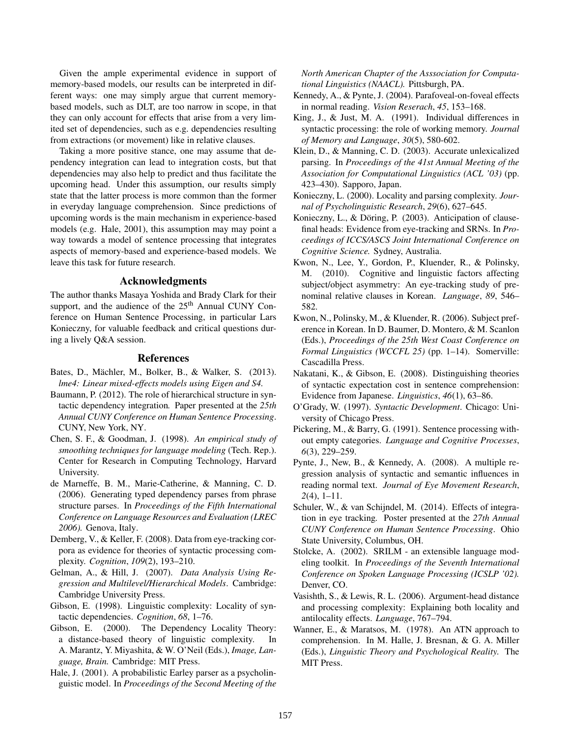Given the ample experimental evidence in support of memory-based models, our results can be interpreted in different ways: one may simply argue that current memory-based models, such as DLT, are too narrow in scope, in that they can only account for effects that arise from a very limited set of dependencies, such as e.g. dependencies resulting from extractions (or movement) like in relative clauses.

Taking a more positive stance, one may assume that dependency integration can lead to integration costs, but that dependencies may also help to predict and thus facilitate the upcoming head. Under this assumption, our results simply state that the latter process is more common than the former in everyday language comprehension. Since predictions of upcoming words is the main mechanism in experience-based models (e.g. Hale, 2001), this assumption may may point a way towards a model of sentence processing that integrates aspects of memory-based and experience-based models. We leave this task for future research.

## Acknowledgments

The author thanks Masaya Yoshida and Brady Clark for their support, and the audience of the 25th Annual CUNY Conference on Human Sentence Processing, in particular Lars Konieczny, for valuable feedback and critical questions during a lively Q&A session.

## References

Bates, D., Mächler, M., Bolker, B., & Walker, S. (2013). *lme4: Linear mixed-effects models using Eigen and S4.*

Baumann, P. (2012). The role of hierarchical structure in syntactic dependency integration*.* Paper presented at the *25th Annual CUNY Conference on Human Sentence Processing*. CUNY, New York, NY.

Chen, S. F., & Goodman, J. (1998). *An empirical study of smoothing techniques for language modeling* (Tech. Rep.). Center for Research in Computing Technology, Harvard University.

de Marneffe, B. M., Marie-Catherine, & Manning, C. D. (2006). Generating typed dependency parses from phrase structure parses. In *Proceedings of the Fifth International Conference on Language Resources and Evaluation (LREC 2006).* Genova, Italy.

Demberg, V., & Keller, F. (2008). Data from eye-tracking corpora as evidence for theories of syntactic processing complexity. *Cognition*, *109*(2), 193–210.

Gelman, A., & Hill, J. (2007). *Data Analysis Using Regression and Multilevel/Hierarchical Models*. Cambridge: Cambridge University Press.

Gibson, E. (1998). Linguistic complexity: Locality of syntactic dependencies. *Cognition*, *68*, 1–76.

Gibson, E. (2000). The Dependency Locality Theory: a distance-based theory of linguistic complexity. In A. Marantz, Y. Miyashita, & W. O'Neil (Eds.), *Image, Language, Brain.* Cambridge: MIT Press.

Hale, J. (2001). A probabilistic Earley parser as a psycholinguistic model. In *Proceedings of the Second Meeting of the North American Chapter of the Asssociation for Computational Linguistics (NAACL).* Pittsburgh, PA.

Kennedy, A., & Pynte, J. (2004). Parafoveal-on-foveal effects in normal reading. *Vision Reserach*, *45*, 153–168.

King, J., & Just, M. A. (1991). Individual differences in syntactic processing: the role of working memory. *Journal of Memory and Language*, *30*(5), 580-602.

Klein, D., & Manning, C. D. (2003). Accurate unlexicalized parsing. In *Proceedings of the 41st Annual Meeting of the Association for Computational Linguistics (ACL '03)* (pp. 423–430). Sapporo, Japan.

Konieczny, L. (2000). Locality and parsing complexity. *Journal of Psycholinguistic Research*, *29*(6), 627–645.

Konieczny, L., & Döring, P. (2003). Anticipation of clause-final heads: Evidence from eye-tracking and SRNs. In *Proceedings of ICCS/ASCS Joint International Conference on Cognitive Science.* Sydney, Australia.

Kwon, N., Lee, Y., Gordon, P., Kluender, R., & Polinsky, M. (2010). Cognitive and linguistic factors affecting subject/object asymmetry: An eye-tracking study of prenominal relative clauses in Korean. *Language*, *89*, 546–582.

Kwon, N., Polinsky, M., & Kluender, R. (2006). Subject preference in Korean. In D. Baumer, D. Montero, & M. Scanlon (Eds.), *Proceedings of the 25th West Coast Conference on Formal Linguistics (WCCFL 25)* (pp. 1–14). Somerville: Cascadilla Press.

Nakatani, K., & Gibson, E. (2008). Distinguishing theories of syntactic expectation cost in sentence comprehension: Evidence from Japanese. *Linguistics*, *46*(1), 63–86.

O'Grady, W. (1997). *Syntactic Development*. Chicago: University of Chicago Press.

Pickering, M., & Barry, G. (1991). Sentence processing without empty categories. *Language and Cognitive Processes*, *6*(3), 229–259.

Pynte, J., New, B., & Kennedy, A. (2008). A multiple regression analysis of syntactic and semantic influences in reading normal text. *Journal of Eye Movement Research*, *2*(4), 1–11.

Schuler, W., & van Schijndel, M. (2014). Effects of integration in eye tracking*.* Poster presented at the *27th Annual CUNY Conference on Human Sentence Processing*. Ohio State University, Columbus, OH.

Stolcke, A. (2002). SRILM - an extensible language modeling toolkit. In *Proceedings of the Seventh International Conference on Spoken Language Processing (ICSLP '02).* Denver, CO.

Vasishth, S., & Lewis, R. L. (2006). Argument-head distance and processing complexity: Explaining both locality and antilocality effects. *Language*, 767–794.

Wanner, E., & Maratsos, M. (1978). An ATN approach to comprehension. In M. Halle, J. Bresnan, & G. A. Miller (Eds.), *Linguistic Theory and Psychological Reality.* The MIT Press.